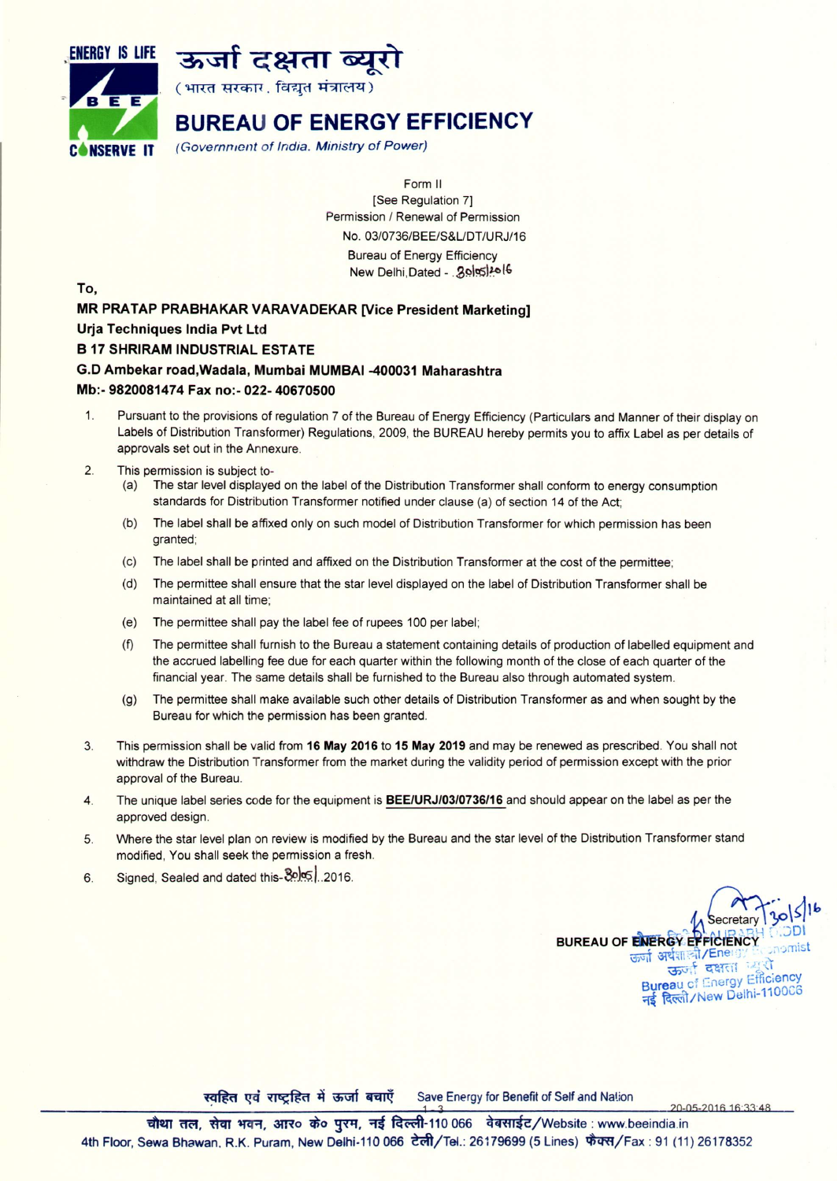ENERGY IS LIFE

BEE

CONSERVE IT

# ऊर्जा दक्षता ब्यूरो

(भारत सरकार, विद्युत मंत्रालय)

# BUREAU OF ENERGY EFFICIENCY

*(Government of India, Ministry of Power)*

Form II
[See Regulation 7]
Permission / Renewal of Permission
No. 03/0736/BEE/S&L/DT/URJ/16
Bureau of Energy Efficiency
New Delhi,Dated - 30/05/2016

To,

**MR PRATAP PRABHAKAR VARAVADEKAR [Vice President Marketing]**
**Urja Techniques India Pvt Ltd**
**B 17 SHRIRAM INDUSTRIAL ESTATE**
**G.D Ambekar road,Wadala, Mumbai MUMBAI -400031 Maharashtra**
**Mb:- 9820081474 Fax no:- 022- 40670500**

1. Pursuant to the provisions of regulation 7 of the Bureau of Energy Efficiency (Particulars and Manner of their display on Labels of Distribution Transformer) Regulations, 2009, the BUREAU hereby permits you to affix Label as per details of approvals set out in the Annexure.

2. This permission is subject to-
   (a) The star level displayed on the label of the Distribution Transformer shall conform to energy consumption standards for Distribution Transformer notified under clause (a) of section 14 of the Act;
   (b) The label shall be affixed only on such model of Distribution Transformer for which permission has been granted;
   (c) The label shall be printed and affixed on the Distribution Transformer at the cost of the permittee;
   (d) The permittee shall ensure that the star level displayed on the label of Distribution Transformer shall be maintained at all time;
   (e) The permittee shall pay the label fee of rupees 100 per label;
   (f) The permittee shall furnish to the Bureau a statement containing details of production of labelled equipment and the accrued labelling fee due for each quarter within the following month of the close of each quarter of the financial year. The same details shall be furnished to the Bureau also through automated system.
   (g) The permittee shall make available such other details of Distribution Transformer as and when sought by the Bureau for which the permission has been granted.

3. This permission shall be valid from **16 May 2016** to **15 May 2019** and may be renewed as prescribed. You shall not withdraw the Distribution Transformer from the market during the validity period of permission except with the prior approval of the Bureau.

4. The unique label series code for the equipment is **BEE/URJ/03/0736/16** and should appear on the label as per the approved design.

5. Where the star level plan on review is modified by the Bureau and the star level of the Distribution Transformer stand modified, You shall seek the permission a fresh.

6. Signed, Sealed and dated this-30/05/.2016.

Secretary 30/5/16
**BUREAU OF ENERGY EFFICIENCY**
SAURABH DIDDI
ऊर्जा अर्थशास्त्री/Energy Economist
ऊर्जा दक्षता ब्यूरो
Bureau of Energy Efficiency
नई दिल्ली/New Delhi-110066

स्वहित एवं राष्ट्रहित में ऊर्जा बचाएँ     Save Energy for Benefit of Self and Nation

चौथा तल, सेवा भवन, आर० के० पुरम, नई दिल्ली-110 066   वेबसाईट/Website : www.beeindia.in
4th Floor, Sewa Bhawan, R.K. Puram, New Delhi-110 066 टेली/Tel.: 26179699 (5 Lines) फैक्स/Fax : 91 (11) 26178352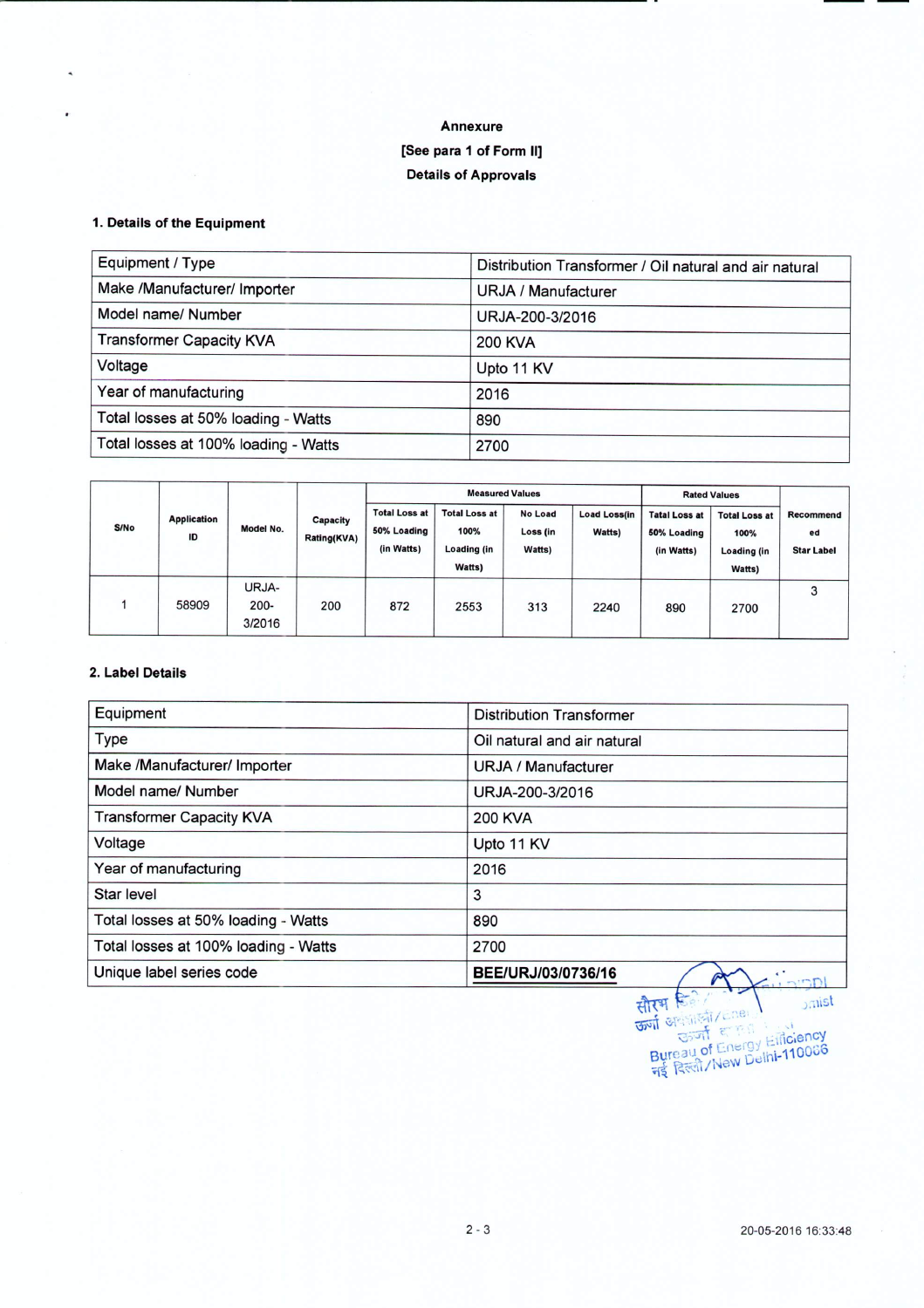**Annexure**

**[See para 1 of Form II]**

**Details of Approvals**

**1. Details of the Equipment**

| Equipment / Type | Distribution Transformer / Oil natural and air natural |
|---|---|
| Make /Manufacturer/ Importer | URJA / Manufacturer |
| Model name/ Number | URJA-200-3/2016 |
| Transformer Capacity KVA | 200 KVA |
| Voltage | Upto 11 KV |
| Year of manufacturing | 2016 |
| Total losses at 50% loading - Watts | 890 |
| Total losses at 100% loading - Watts | 2700 |

| S/No | Application ID | Model No. | Capacity Rating(KVA) | Measured Values | | | | Rated Values | | Recommended Star Label |
|---|---|---|---|---|---|---|---|---|---|---|
| | | | | Total Loss at 50% Loading (in Watts) | Total Loss at 100% Loading (in Watts) | No Load Loss (in Watts) | Load Loss(in Watts) | Total Loss at 50% Loading (in Watts) | Total Loss at 100% Loading (in Watts) | |
| 1 | 58909 | URJA-200-3/2016 | 200 | 872 | 2553 | 313 | 2240 | 890 | 2700 | 3 |

**2. Label Details**

| Equipment | Distribution Transformer |
|---|---|
| Type | Oil natural and air natural |
| Make /Manufacturer/ Importer | URJA / Manufacturer |
| Model name/ Number | URJA-200-3/2016 |
| Transformer Capacity KVA | 200 KVA |
| Voltage | Upto 11 KV |
| Year of manufacturing | 2016 |
| Star level | 3 |
| Total losses at 50% loading - Watts | 890 |
| Total losses at 100% loading - Watts | 2700 |
| Unique label series code | **BEE/URJ/03/0736/16** |

ऊर्जा दक्षता ब्यूरो / Bureau of Energy Efficiency
नई दिल्ली/New Delhi-110066

20-05-2016 16:33:48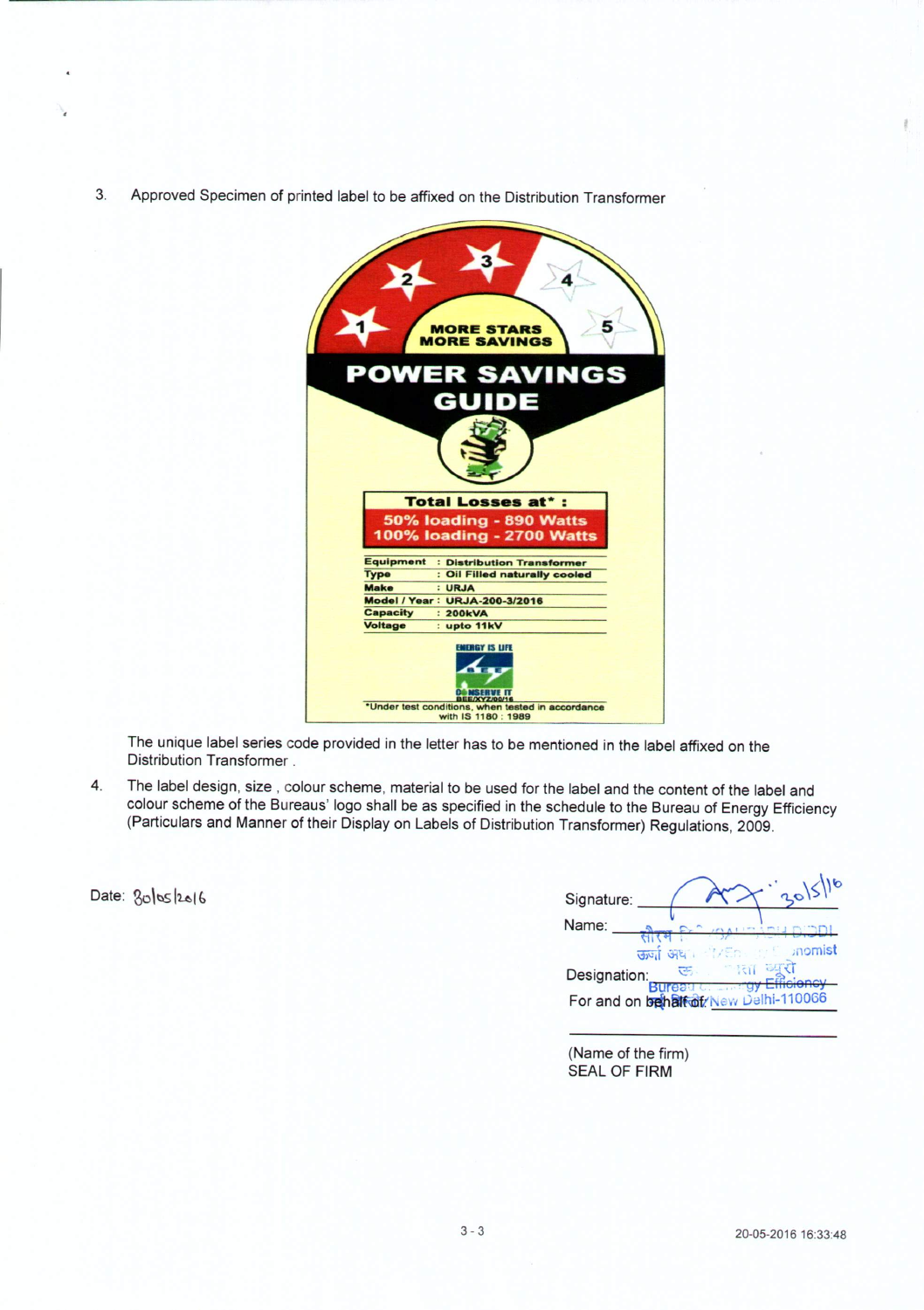3. Approved Specimen of printed label to be affixed on the Distribution Transformer

1 2 3 4 5

MORE STARS MORE SAVINGS

**POWER SAVINGS GUIDE**

**Total Losses at* :**

**50% loading - 890 Watts**

**100% loading - 2700 Watts**

| | |
|---|---|
| Equipment | : Distribution Transformer |
| Type | : Oil Filled naturally cooled |
| Make | : URJA |
| Model / Year | : URJA-200-3/2016 |
| Capacity | : 200kVA |
| Voltage | : upto 11kV |

ENERGY IS LIFE

BEE

CONSERVE IT

BEE/XYZ/00/16

*Under test conditions, when tested in accordance with IS 1180 : 1989

The unique label series code provided in the letter has to be mentioned in the label affixed on the Distribution Transformer .

4. The label design, size , colour scheme, material to be used for the label and the content of the label and colour scheme of the Bureaus' logo shall be as specified in the schedule to the Bureau of Energy Efficiency (Particulars and Manner of their Display on Labels of Distribution Transformer) Regulations, 2009.

Date: 30/05/2016

Signature: 30/5/16

Name:

Designation: Bureau of Energy Efficiency

For and on behalf of: New Delhi-110066

(Name of the firm)
SEAL OF FIRM

20-05-2016 16:33:48